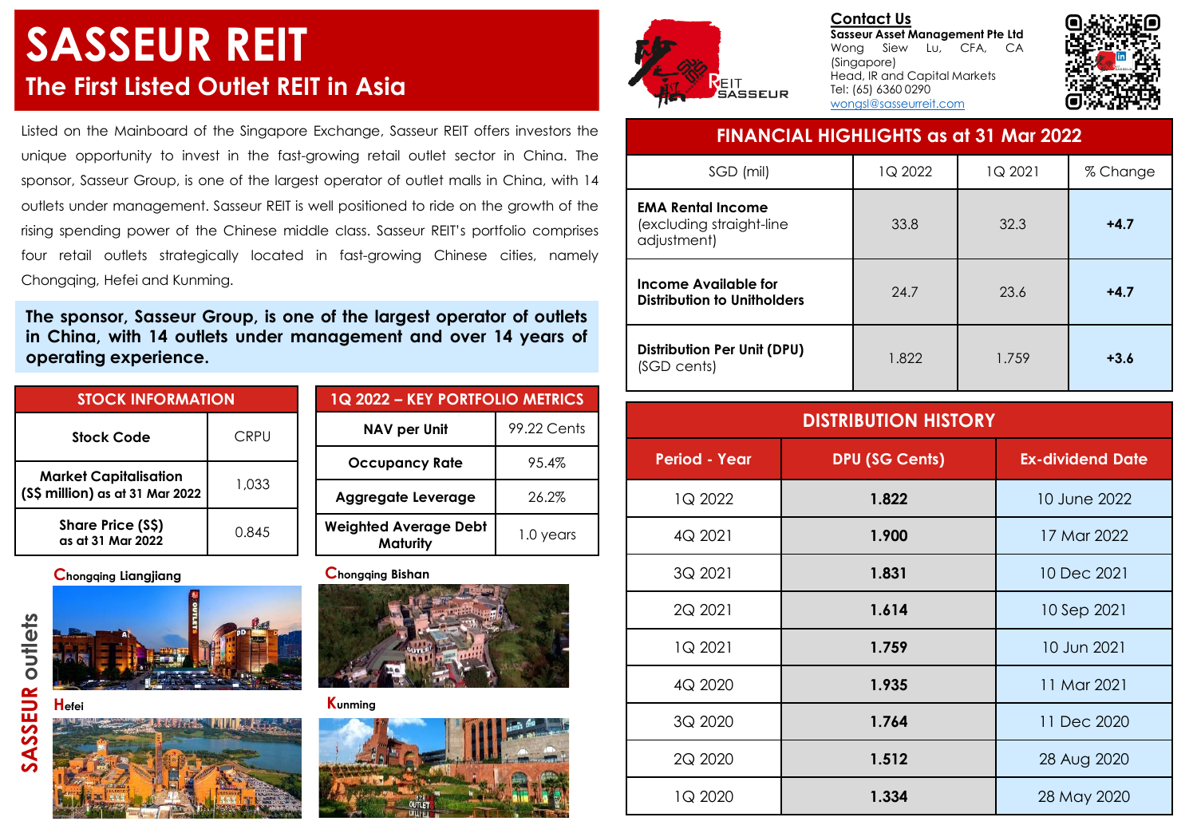# SASSEUR REIT

## The First Listed Outlet REIT in Asia

Listed on the Mainboard of the Singapore Exchange, Sasseur REIT offers investors the unique opportunity to invest in the fast-growing retail outlet sector in China. The sponsor, Sasseur Group, is one of the largest operator of outlet malls in China, with 14 outlets under management. Sasseur REIT is well positioned to ride on the growth of the rising spending power of the Chinese middle class. Sasseur REIT's portfolio comprises four retail outlets strategically located in fast-growing Chinese cities, namely Chongqing, Hefei and Kunming.

**The sponsor, Sasseur Group, is one of the largest operator of outlets in China, with 14 outlets under management and over 14 years of operating experience.**

### Contact Us

**Sasseur Asset Management Pte Ltd**
Wong Siew Lu, CFA, CA (Singapore)
Head, IR and Capital Markets
Tel: (65) 6360 0290
wongsl@sasseurreit.com

### STOCK INFORMATION

| | |
|---|---|
| **Stock Code** | CRPU |
| **Market Capitalisation (S$ million) as at 31 Mar 2022** | 1,033 |
| **Share Price (S$) as at 31 Mar 2022** | 0.845 |

### 1Q 2022 – KEY PORTFOLIO METRICS

| | |
|---|---|
| **NAV per Unit** | 99.22 Cents |
| **Occupancy Rate** | 95.4% |
| **Aggregate Leverage** | 26.2% |
| **Weighted Average Debt Maturity** | 1.0 years |

### SASSEUR outlets

- Chongqing Liangjiang
- Chongqing Bishan
- Hefei
- Kunming

### FINANCIAL HIGHLIGHTS as at 31 Mar 2022

| SGD (mil) | 1Q 2022 | 1Q 2021 | % Change |
|---|---|---|---|
| **EMA Rental Income** (excluding straight-line adjustment) | 33.8 | 32.3 | **+4.7** |
| **Income Available for Distribution to Unitholders** | 24.7 | 23.6 | **+4.7** |
| **Distribution Per Unit (DPU)** (SGD cents) | 1.822 | 1.759 | **+3.6** |

### DISTRIBUTION HISTORY

| Period - Year | DPU (SG Cents) | Ex-dividend Date |
|---|---|---|
| 1Q 2022 | **1.822** | 10 June 2022 |
| 4Q 2021 | **1.900** | 17 Mar 2022 |
| 3Q 2021 | **1.831** | 10 Dec 2021 |
| 2Q 2021 | **1.614** | 10 Sep 2021 |
| 1Q 2021 | **1.759** | 10 Jun 2021 |
| 4Q 2020 | **1.935** | 11 Mar 2021 |
| 3Q 2020 | **1.764** | 11 Dec 2020 |
| 2Q 2020 | **1.512** | 28 Aug 2020 |
| 1Q 2020 | **1.334** | 28 May 2020 |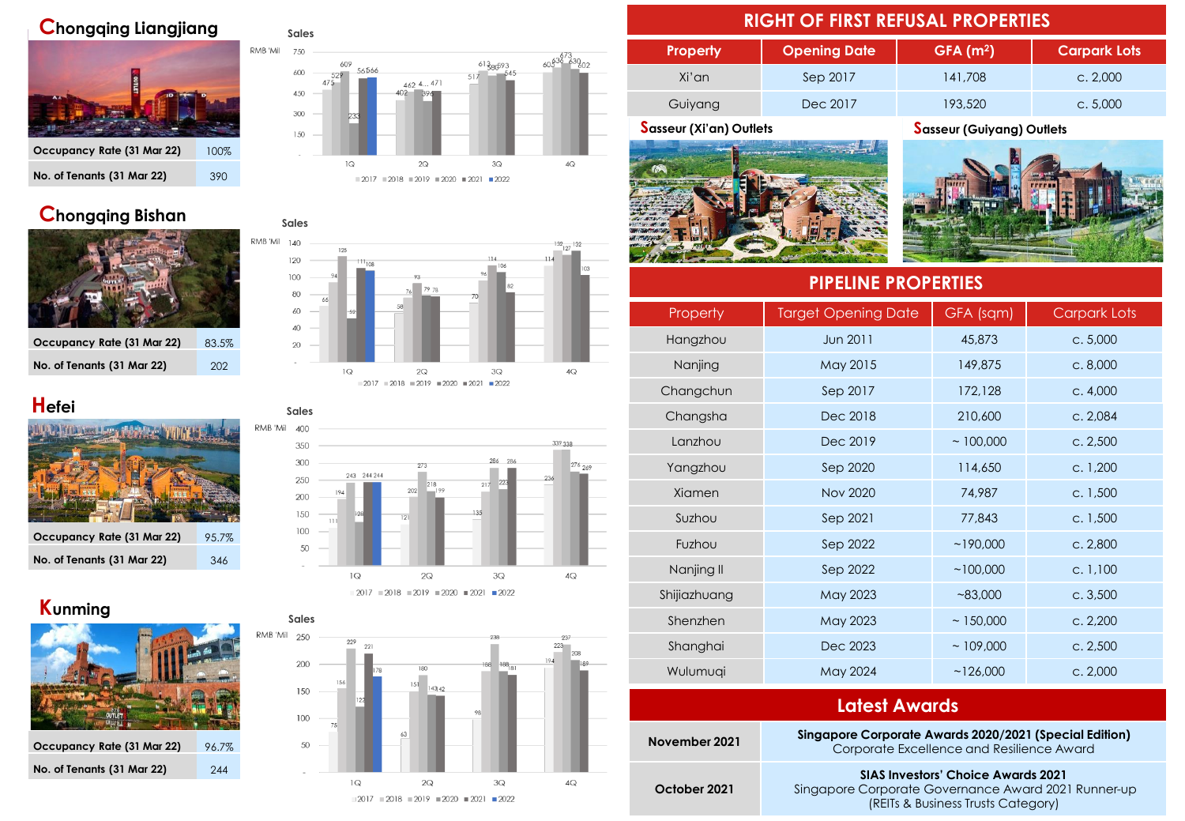## Chongqing Liangjiang

| | |
|---|---|
| Occupancy Rate (31 Mar 22) | 100% |
| No. of Tenants (31 Mar 22) | 390 |

## Chongqing Bishan

| | |
|---|---|
| Occupancy Rate (31 Mar 22) | 83.5% |
| No. of Tenants (31 Mar 22) | 202 |

## Hefei

| | |
|---|---|
| Occupancy Rate (31 Mar 22) | 95.7% |
| No. of Tenants (31 Mar 22) | 346 |

## Kunming

| | |
|---|---|
| Occupancy Rate (31 Mar 22) | 96.7% |
| No. of Tenants (31 Mar 22) | 244 |

## RIGHT OF FIRST REFUSAL PROPERTIES

| Property | Opening Date | GFA (m²) | Carpark Lots |
|---|---|---|---|
| Xi'an | Sep 2017 | 141,708 | c. 2,000 |
| Guiyang | Dec 2017 | 193,520 | c. 5,000 |

Sasseur (Xi'an) Outlets

Sasseur (Guiyang) Outlets

## PIPELINE PROPERTIES

| Property | Target Opening Date | GFA (sqm) | Carpark Lots |
|---|---|---|---|
| Hangzhou | Jun 2011 | 45,873 | c. 5,000 |
| Nanjing | May 2015 | 149,875 | c. 8,000 |
| Changchun | Sep 2017 | 172,128 | c. 4,000 |
| Changsha | Dec 2018 | 210,600 | c. 2,084 |
| Lanzhou | Dec 2019 | ~ 100,000 | c. 2,500 |
| Yangzhou | Sep 2020 | 114,650 | c. 1,200 |
| Xiamen | Nov 2020 | 74,987 | c. 1,500 |
| Suzhou | Sep 2021 | 77,843 | c. 1,500 |
| Fuzhou | Sep 2022 | ~190,000 | c. 2,800 |
| Nanjing II | Sep 2022 | ~100,000 | c. 1,100 |
| Shijiazhuang | May 2023 | ~83,000 | c. 3,500 |
| Shenzhen | May 2023 | ~ 150,000 | c. 2,200 |
| Shanghai | Dec 2023 | ~ 109,000 | c. 2,500 |
| Wulumuqi | May 2024 | ~126,000 | c. 2,000 |

## Latest Awards

| | |
|---|---|
| November 2021 | **Singapore Corporate Awards 2020/2021 (Special Edition)** Corporate Excellence and Resilience Award |
| October 2021 | **SIAS Investors' Choice Awards 2021** Singapore Corporate Governance Award 2021 Runner-up (REITs & Business Trusts Category) |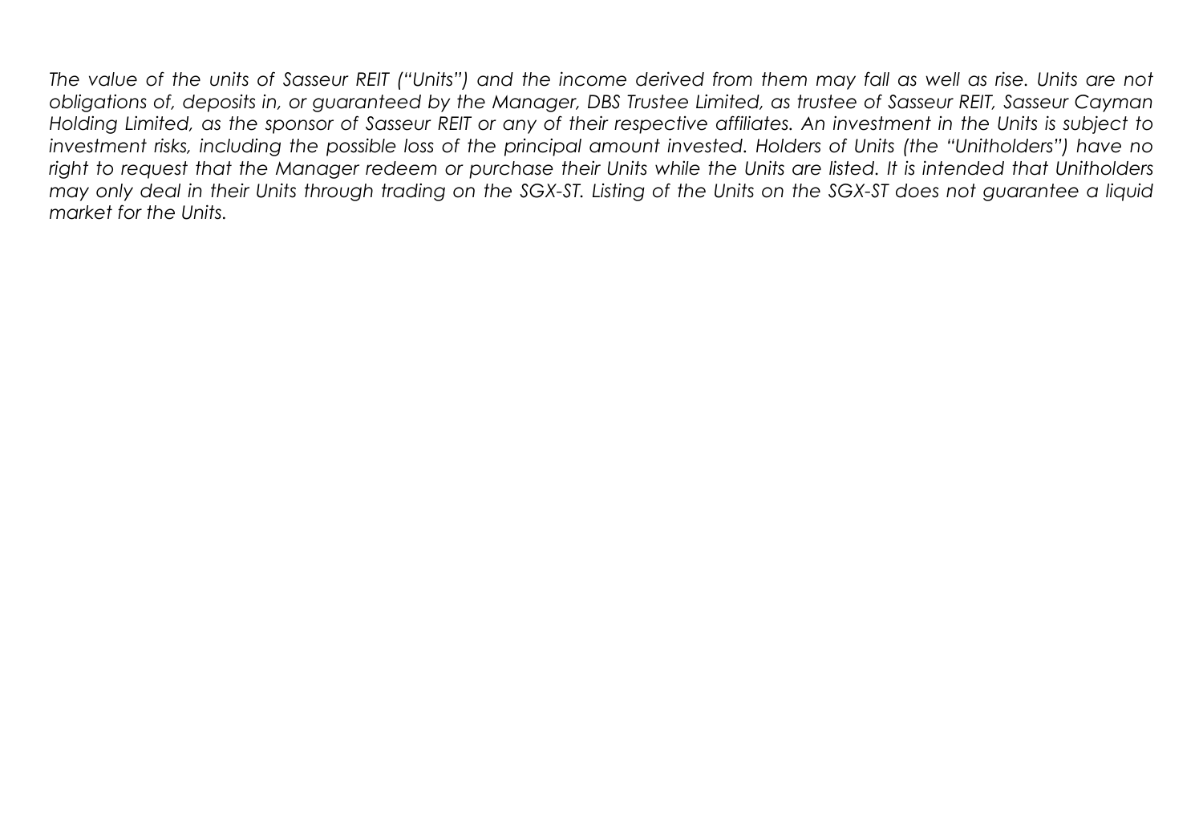*The value of the units of Sasseur REIT ("Units") and the income derived from them may fall as well as rise. Units are not obligations of, deposits in, or guaranteed by the Manager, DBS Trustee Limited, as trustee of Sasseur REIT, Sasseur Cayman Holding Limited, as the sponsor of Sasseur REIT or any of their respective affiliates. An investment in the Units is subject to investment risks, including the possible loss of the principal amount invested. Holders of Units (the "Unitholders") have no right to request that the Manager redeem or purchase their Units while the Units are listed. It is intended that Unitholders may only deal in their Units through trading on the SGX-ST. Listing of the Units on the SGX-ST does not guarantee a liquid market for the Units.*